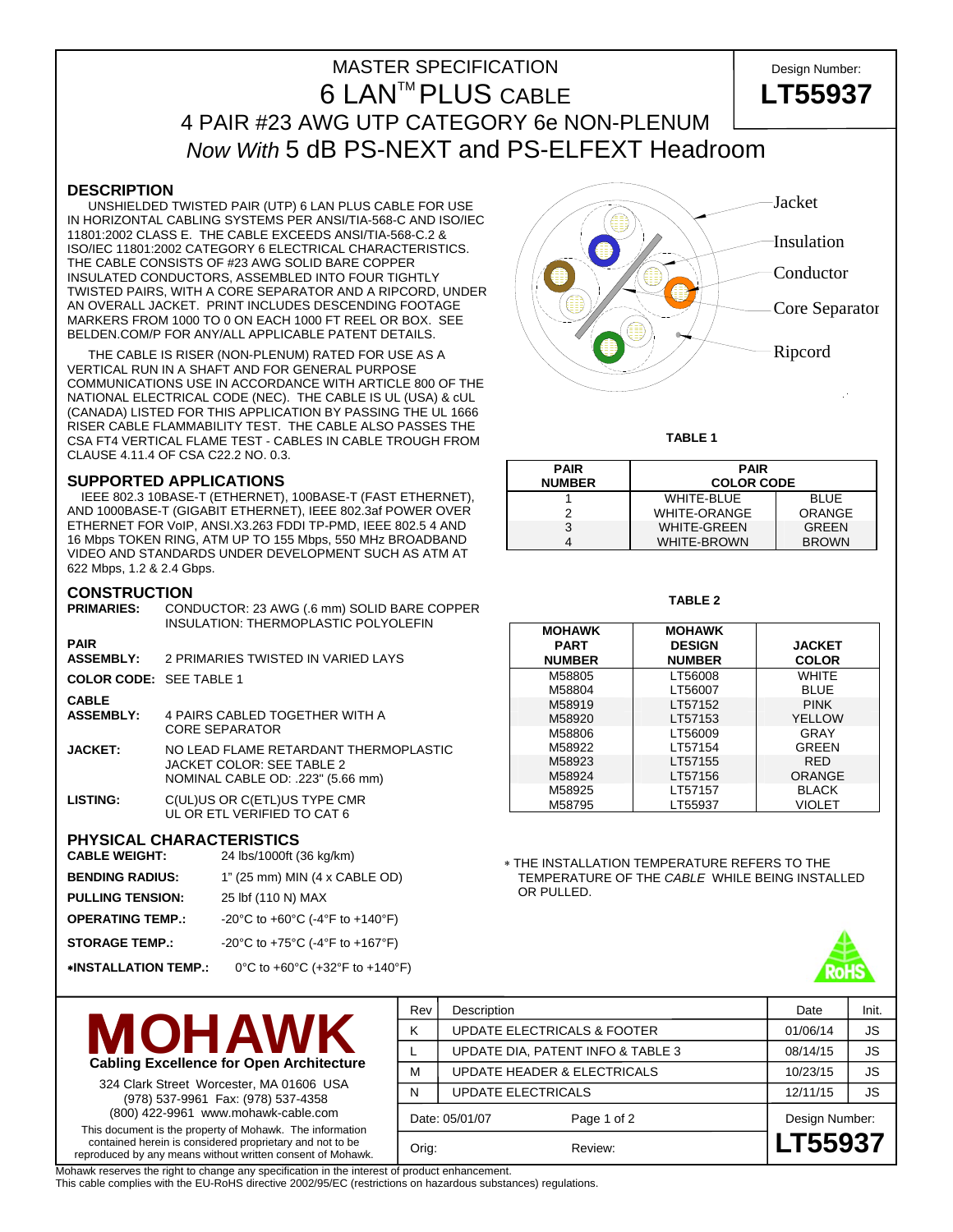# MASTER SPECIFICATION

# 6 LAN™ PLUS CABLE

## 4 PAIR #23 AWG UTP CATEGORY 6e NON-PLENUM

## *Now With* 5 dB PS-NEXT and PS-ELFEXT Headroom

Design Number: **LT55937**

## DESCRIPTION

UNSHIELDED TWISTED PAIR (UTP) 6 LAN PLUS CABLE FOR USE IN HORIZONTAL CABLING SYSTEMS PER ANSI/TIA-568-C AND ISO/IEC 11801:2002 CLASS E. THE CABLE EXCEEDS ANSI/TIA-568-C.2 & ISO/IEC 11801:2002 CATEGORY 6 ELECTRICAL CHARACTERISTICS. THE CABLE CONSISTS OF #23 AWG SOLID BARE COPPER INSULATED CONDUCTORS, ASSEMBLED INTO FOUR TIGHTLY TWISTED PAIRS, WITH A CORE SEPARATOR AND A RIPCORD, UNDER AN OVERALL JACKET. PRINT INCLUDES DESCENDING FOOTAGE MARKERS FROM 1000 TO 0 ON EACH 1000 FT REEL OR BOX. SEE BELDEN.COM/P FOR ANY/ALL APPLICABLE PATENT DETAILS.

THE CABLE IS RISER (NON-PLENUM) RATED FOR USE AS A VERTICAL RUN IN A SHAFT AND FOR GENERAL PURPOSE COMMUNICATIONS USE IN ACCORDANCE WITH ARTICLE 800 OF THE NATIONAL ELECTRICAL CODE (NEC). THE CABLE IS UL (USA) & cUL (CANADA) LISTED FOR THIS APPLICATION BY PASSING THE UL 1666 RISER CABLE FLAMMABILITY TEST. THE CABLE ALSO PASSES THE CSA FT4 VERTICAL FLAME TEST - CABLES IN CABLE TROUGH FROM CLAUSE 4.11.4 OF CSA C22.2 NO. 0.3.

Jacket
Insulation
Conductor
Core Separator
Ripcord

## SUPPORTED APPLICATIONS

IEEE 802.3 10BASE-T (ETHERNET), 100BASE-T (FAST ETHERNET), AND 1000BASE-T (GIGABIT ETHERNET), IEEE 802.3af POWER OVER ETHERNET FOR VoIP, ANSI.X3.263 FDDI TP-PMD, IEEE 802.5 4 AND 16 Mbps TOKEN RING, ATM UP TO 155 Mbps, 550 MHz BROADBAND VIDEO AND STANDARDS UNDER DEVELOPMENT SUCH AS ATM AT 622 Mbps, 1.2 & 2.4 Gbps.

**TABLE 1**

| PAIR NUMBER | PAIR COLOR CODE | |
|---|---|---|
| 1 | WHITE-BLUE | BLUE |
| 2 | WHITE-ORANGE | ORANGE |
| 3 | WHITE-GREEN | GREEN |
| 4 | WHITE-BROWN | BROWN |

## CONSTRUCTION

**PRIMARIES:** CONDUCTOR: 23 AWG (.6 mm) SOLID BARE COPPER
INSULATION: THERMOPLASTIC POLYOLEFIN

**PAIR ASSEMBLY:** 2 PRIMARIES TWISTED IN VARIED LAYS

**COLOR CODE:** SEE TABLE 1

**CABLE ASSEMBLY:** 4 PAIRS CABLED TOGETHER WITH A CORE SEPARATOR

**JACKET:** NO LEAD FLAME RETARDANT THERMOPLASTIC
JACKET COLOR: SEE TABLE 2
NOMINAL CABLE OD: .223" (5.66 mm)

**LISTING:** C(UL)US OR C(ETL)US TYPE CMR
UL OR ETL VERIFIED TO CAT 6

**TABLE 2**

| MOHAWK PART NUMBER | MOHAWK DESIGN NUMBER | JACKET COLOR |
|---|---|---|
| M58805 | LT56008 | WHITE |
| M58804 | LT56007 | BLUE |
| M58919 | LT57152 | PINK |
| M58920 | LT57153 | YELLOW |
| M58806 | LT56009 | GRAY |
| M58922 | LT57154 | GREEN |
| M58923 | LT57155 | RED |
| M58924 | LT57156 | ORANGE |
| M58925 | LT57157 | BLACK |
| M58795 | LT55937 | VIOLET |

## PHYSICAL CHARACTERISTICS

**CABLE WEIGHT:** 24 lbs/1000ft (36 kg/km)

**BENDING RADIUS:** 1" (25 mm) MIN (4 x CABLE OD)

**PULLING TENSION:** 25 lbf (110 N) MAX

**OPERATING TEMP.:** -20°C to +60°C (-4°F to +140°F)

**STORAGE TEMP.:** -20°C to +75°C (-4°F to +167°F)

***INSTALLATION TEMP.:** 0°C to +60°C (+32°F to +140°F)

* THE INSTALLATION TEMPERATURE REFERS TO THE TEMPERATURE OF THE *CABLE* WHILE BEING INSTALLED OR PULLED.

RoHS

**MOHAWK**
**Cabling Excellence for Open Architecture**

324 Clark Street Worcester, MA 01606 USA
(978) 537-9961 Fax: (978) 537-4358
(800) 422-9961 www.mohawk-cable.com

This document is the property of Mohawk. The information contained herein is considered proprietary and not to be reproduced by any means without written consent of Mohawk.

| Rev | Description | Date | Init. |
|---|---|---|---|
| K | UPDATE ELECTRICALS & FOOTER | 01/06/14 | JS |
| L | UPDATE DIA, PATENT INFO & TABLE 3 | 08/14/15 | JS |
| M | UPDATE HEADER & ELECTRICALS | 10/23/15 | JS |
| N | UPDATE ELECTRICALS | 12/11/15 | JS |

Date: 05/01/07

Orig: Review:

Design Number: **LT55937**

Mohawk reserves the right to change any specification in the interest of product enhancement.
This cable complies with the EU-RoHS directive 2002/95/EC (restrictions on hazardous substances) regulations.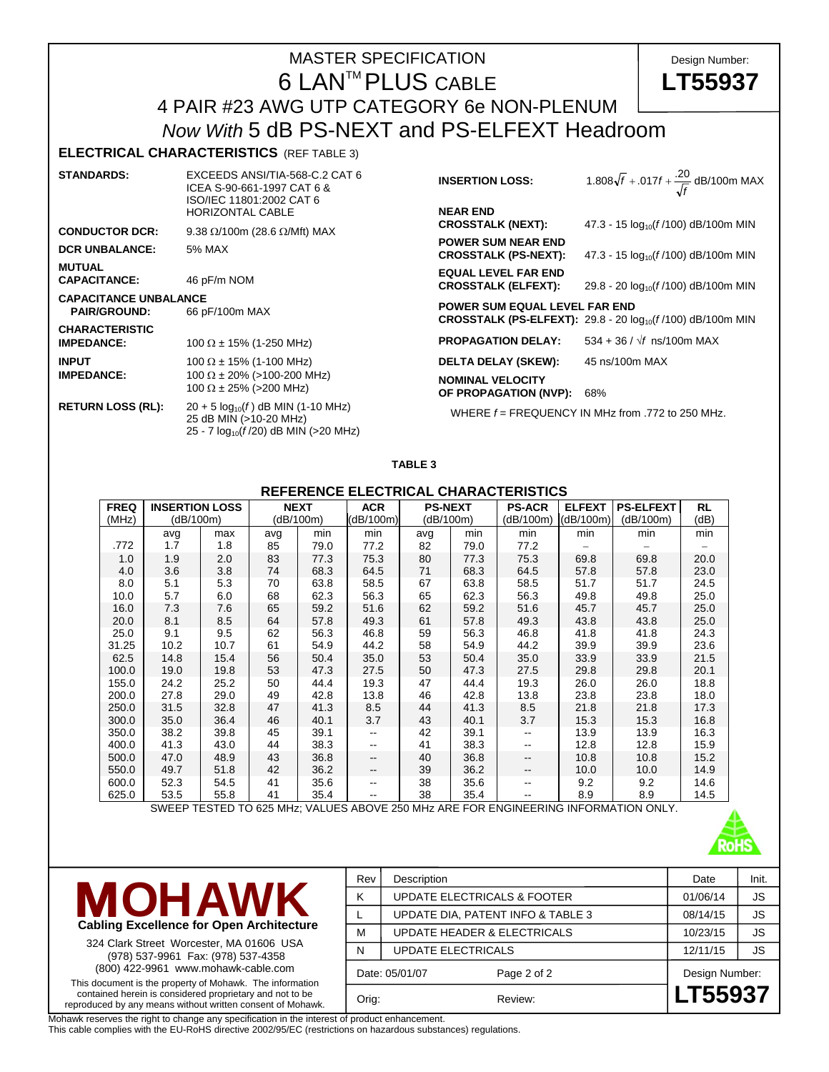# MASTER SPECIFICATION

# 6 LAN™ PLUS CABLE

## 4 PAIR #23 AWG UTP CATEGORY 6e NON-PLENUM

## *Now With* 5 dB PS-NEXT and PS-ELFEXT Headroom

Design Number: **LT55937**

### ELECTRICAL CHARACTERISTICS (REF TABLE 3)

**STANDARDS:** EXCEEDS ANSI/TIA-568-C.2 CAT 6, ICEA S-90-661-1997 CAT 6 & ISO/IEC 11801:2002 CAT 6 HORIZONTAL CABLE

**CONDUCTOR DCR:** 9.38 Ω/100m (28.6 Ω/Mft) MAX

**DCR UNBALANCE:** 5% MAX

**MUTUAL CAPACITANCE:** 46 pF/m NOM

**CAPACITANCE UNBALANCE PAIR/GROUND:** 66 pF/100m MAX

**CHARACTERISTIC IMPEDANCE:** 100 Ω ± 15% (1-250 MHz)

**INPUT IMPEDANCE:**
100 Ω ± 15% (1-100 MHz)
100 Ω ± 20% (>100-200 MHz)
100 Ω ± 25% (>200 MHz)

**RETURN LOSS (RL):**
$20 + 5\log_{10}(f)$ dB MIN (1-10 MHz)
25 dB MIN (>10-20 MHz)
$25 - 7\log_{10}(f/20)$ dB MIN (>20 MHz)

**INSERTION LOSS:** $1.808\sqrt{f} + .017f + \frac{.20}{\sqrt{f}}$ dB/100m MAX

**NEAR END CROSSTALK (NEXT):** $47.3 - 15\log_{10}(f/100)$ dB/100m MIN

**POWER SUM NEAR END CROSSTALK (PS-NEXT):** $47.3 - 15\log_{10}(f/100)$ dB/100m MIN

**EQUAL LEVEL FAR END CROSSTALK (ELFEXT):** $29.8 - 20\log_{10}(f/100)$ dB/100m MIN

**POWER SUM EQUAL LEVEL FAR END CROSSTALK (PS-ELFEXT):** $29.8 - 20\log_{10}(f/100)$ dB/100m MIN

**PROPAGATION DELAY:** $534 + 36/\sqrt{f}$ ns/100m MAX

**DELTA DELAY (SKEW):** 45 ns/100m MAX

**NOMINAL VELOCITY OF PROPAGATION (NVP):** 68%

WHERE $f$ = FREQUENCY IN MHz from .772 to 250 MHz.

**TABLE 3**

**REFERENCE ELECTRICAL CHARACTERISTICS**

| FREQ (MHz) | INSERTION LOSS (dB/100m) | | NEXT (dB/100m) | | ACR (dB/100m) | PS-NEXT (dB/100m) | | PS-ACR (dB/100m) | ELFEXT (dB/100m) | PS-ELFEXT (dB/100m) | RL (dB) |
|---|---|---|---|---|---|---|---|---|---|---|---|
| | avg | max | avg | min | min | avg | min | min | min | min | min |
| .772 | 1.7 | 1.8 | 85 | 79.0 | 77.2 | 82 | 79.0 | 77.2 | – | – | – |
| 1.0 | 1.9 | 2.0 | 83 | 77.3 | 75.3 | 80 | 77.3 | 75.3 | 69.8 | 69.8 | 20.0 |
| 4.0 | 3.6 | 3.8 | 74 | 68.3 | 64.5 | 71 | 68.3 | 64.5 | 57.8 | 57.8 | 23.0 |
| 8.0 | 5.1 | 5.3 | 70 | 63.8 | 58.5 | 67 | 63.8 | 58.5 | 51.7 | 51.7 | 24.5 |
| 10.0 | 5.7 | 6.0 | 68 | 62.3 | 56.3 | 65 | 62.3 | 56.3 | 49.8 | 49.8 | 25.0 |
| 16.0 | 7.3 | 7.6 | 65 | 59.2 | 51.6 | 62 | 59.2 | 51.6 | 45.7 | 45.7 | 25.0 |
| 20.0 | 8.1 | 8.5 | 64 | 57.8 | 49.3 | 61 | 57.8 | 49.3 | 43.8 | 43.8 | 25.0 |
| 25.0 | 9.1 | 9.5 | 62 | 56.3 | 46.8 | 59 | 56.3 | 46.8 | 41.8 | 41.8 | 24.3 |
| 31.25 | 10.2 | 10.7 | 61 | 54.9 | 44.2 | 58 | 54.9 | 44.2 | 39.9 | 39.9 | 23.6 |
| 62.5 | 14.8 | 15.4 | 56 | 50.4 | 35.0 | 53 | 50.4 | 35.0 | 33.9 | 33.9 | 21.5 |
| 100.0 | 19.0 | 19.8 | 53 | 47.3 | 27.5 | 50 | 47.3 | 27.5 | 29.8 | 29.8 | 20.1 |
| 155.0 | 24.2 | 25.2 | 50 | 44.4 | 19.3 | 47 | 44.4 | 19.3 | 26.0 | 26.0 | 18.8 |
| 200.0 | 27.8 | 29.0 | 49 | 42.8 | 13.8 | 46 | 42.8 | 13.8 | 23.8 | 23.8 | 18.0 |
| 250.0 | 31.5 | 32.8 | 47 | 41.3 | 8.5 | 44 | 41.3 | 8.5 | 21.8 | 21.8 | 17.3 |
| 300.0 | 35.0 | 36.4 | 46 | 40.1 | 3.7 | 43 | 40.1 | 3.7 | 15.3 | 15.3 | 16.8 |
| 350.0 | 38.2 | 39.8 | 45 | 39.1 | -- | 42 | 39.1 | -- | 13.9 | 13.9 | 16.3 |
| 400.0 | 41.3 | 43.0 | 44 | 38.3 | -- | 41 | 38.3 | -- | 12.8 | 12.8 | 15.9 |
| 500.0 | 47.0 | 48.9 | 43 | 36.8 | -- | 40 | 36.8 | -- | 10.8 | 10.8 | 15.2 |
| 550.0 | 49.7 | 51.8 | 42 | 36.2 | -- | 39 | 36.2 | -- | 10.0 | 10.0 | 14.9 |
| 600.0 | 52.3 | 54.5 | 41 | 35.6 | -- | 38 | 35.6 | -- | 9.2 | 9.2 | 14.6 |
| 625.0 | 53.5 | 55.8 | 41 | 35.4 | -- | 38 | 35.4 | -- | 8.9 | 8.9 | 14.5 |

SWEEP TESTED TO 625 MHz; VALUES ABOVE 250 MHz ARE FOR ENGINEERING INFORMATION ONLY.

RoHS

**MOHAWK**
**Cabling Excellence for Open Architecture**

324 Clark Street Worcester, MA 01606 USA
(978) 537-9961 Fax: (978) 537-4358
(800) 422-9961 www.mohawk-cable.com

This document is the property of Mohawk. The information contained herein is considered proprietary and not to be reproduced by any means without written consent of Mohawk.

| Rev | Description | Date | Init. |
|---|---|---|---|
| K | UPDATE ELECTRICALS & FOOTER | 01/06/14 | JS |
| L | UPDATE DIA, PATENT INFO & TABLE 3 | 08/14/15 | JS |
| M | UPDATE HEADER & ELECTRICALS | 10/23/15 | JS |
| N | UPDATE ELECTRICALS | 12/11/15 | JS |

Date: 05/01/07
Orig: Review:
Design Number: **LT55937**

Mohawk reserves the right to change any specification in the interest of product enhancement.
This cable complies with the EU-RoHS directive 2002/95/EC (restrictions on hazardous substances) regulations.